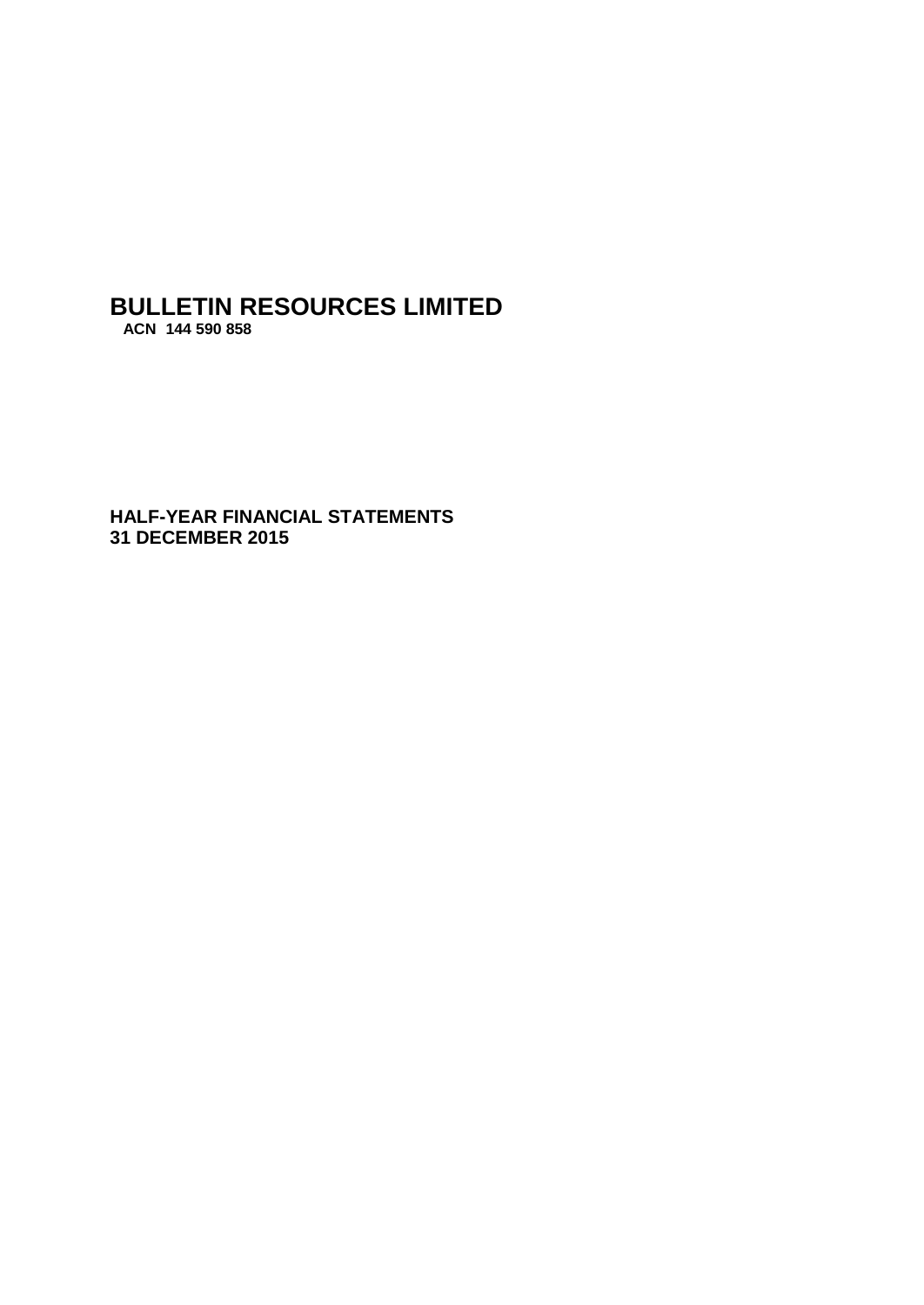# BULLETIN RESOURCES LIMITED

**ACN 144 590 858**

## HALF-YEAR FINANCIAL STATEMENTS
## 31 DECEMBER 2015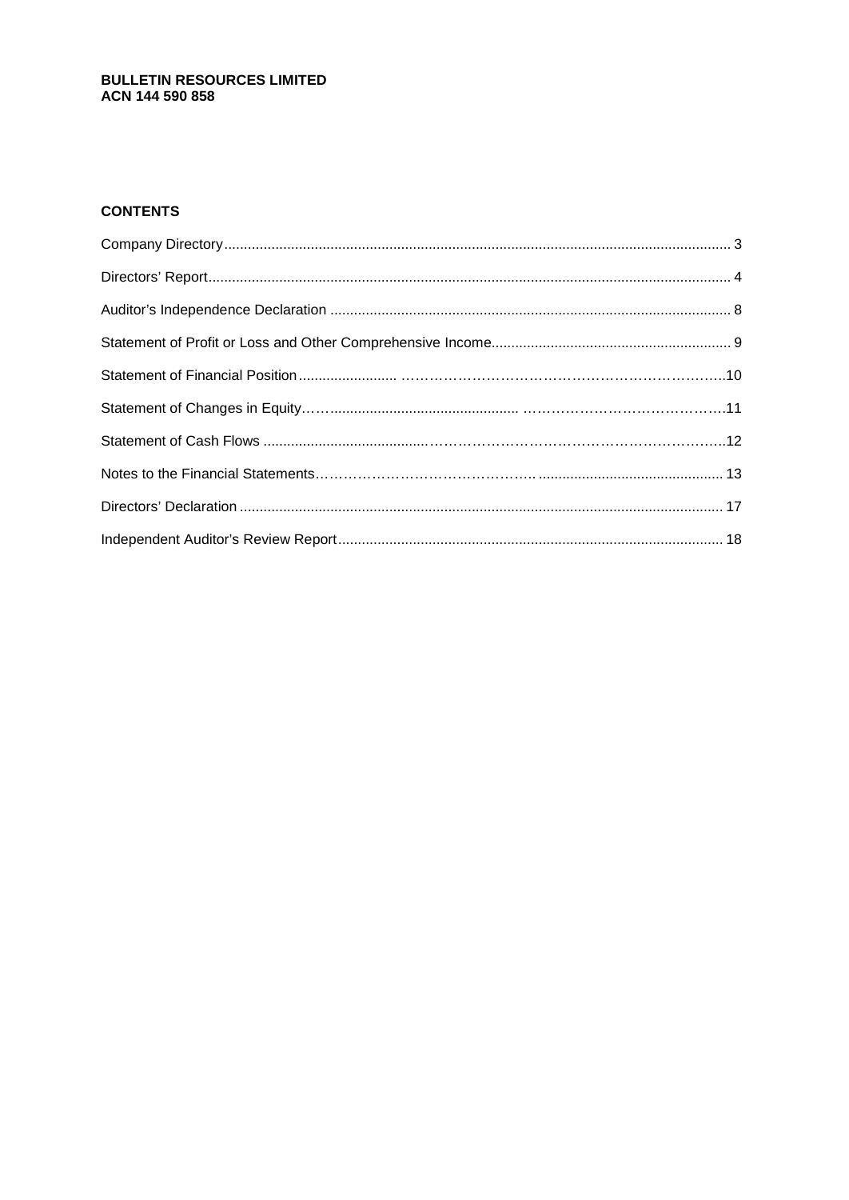**BULLETIN RESOURCES LIMITED**
**ACN 144 590 858**

## CONTENTS

| | |
|---|---|
| Company Directory | 3 |
| Directors' Report | 4 |
| Auditor's Independence Declaration | 8 |
| Statement of Profit or Loss and Other Comprehensive Income | 9 |
| Statement of Financial Position | 10 |
| Statement of Changes in Equity | 11 |
| Statement of Cash Flows | 12 |
| Notes to the Financial Statements | 13 |
| Directors' Declaration | 17 |
| Independent Auditor's Review Report | 18 |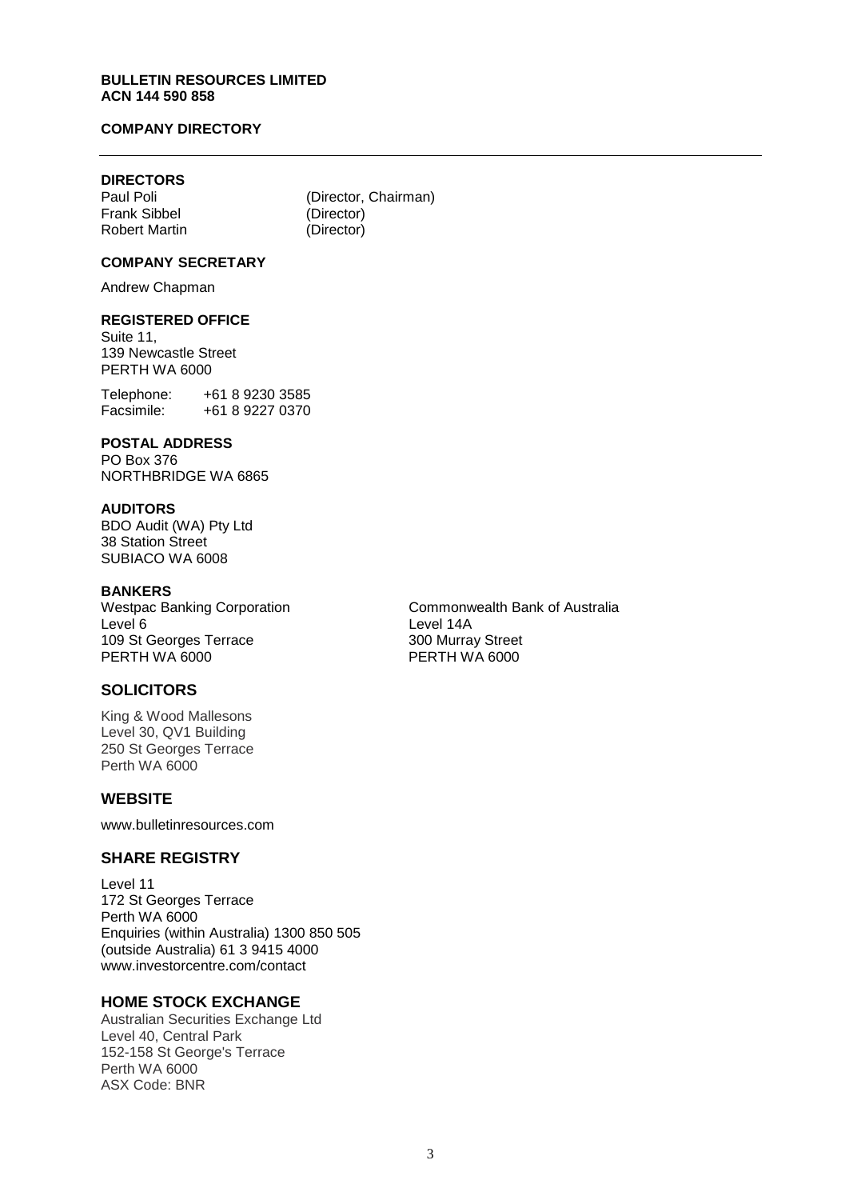**BULLETIN RESOURCES LIMITED**
**ACN 144 590 858**

**COMPANY DIRECTORY**

---

## DIRECTORS

Paul Poli (Director, Chairman)
Frank Sibbel (Director)
Robert Martin (Director)

## COMPANY SECRETARY

Andrew Chapman

## REGISTERED OFFICE

Suite 11,
139 Newcastle Street
PERTH WA 6000

Telephone: +61 8 9230 3585
Facsimile: +61 8 9227 0370

## POSTAL ADDRESS

PO Box 376
NORTHBRIDGE WA 6865

## AUDITORS

BDO Audit (WA) Pty Ltd
38 Station Street
SUBIACO WA 6008

## BANKERS

Westpac Banking Corporation
Level 6
109 St Georges Terrace
PERTH WA 6000

Commonwealth Bank of Australia
Level 14A
300 Murray Street
PERTH WA 6000

## SOLICITORS

King & Wood Mallesons
Level 30, QV1 Building
250 St Georges Terrace
Perth WA 6000

## WEBSITE

www.bulletinresources.com

## SHARE REGISTRY

Level 11
172 St Georges Terrace
Perth WA 6000
Enquiries (within Australia) 1300 850 505
(outside Australia) 61 3 9415 4000
www.investorcentre.com/contact

## HOME STOCK EXCHANGE

Australian Securities Exchange Ltd
Level 40, Central Park
152-158 St George's Terrace
Perth WA 6000
ASX Code: BNR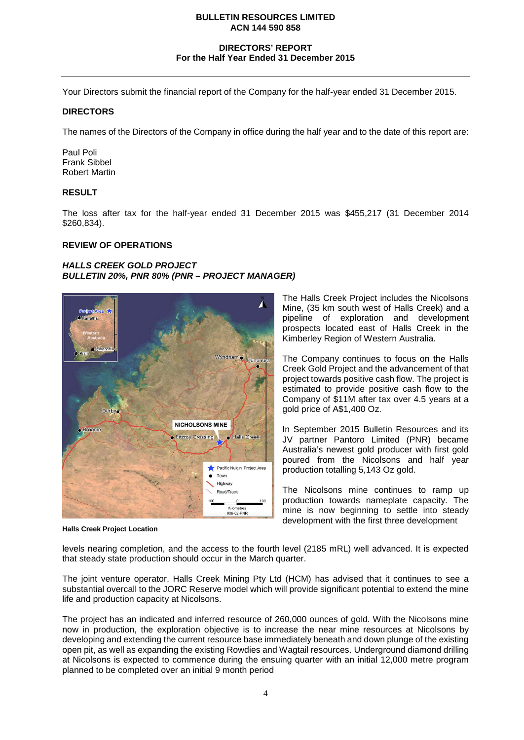Your Directors submit the financial report of the Company for the half-year ended 31 December 2015.

## DIRECTORS

The names of the Directors of the Company in office during the half year and to the date of this report are:

Paul Poli
Frank Sibbel
Robert Martin

## RESULT

The loss after tax for the half-year ended 31 December 2015 was $455,217 (31 December 2014 $260,834).

## REVIEW OF OPERATIONS

### *HALLS CREEK GOLD PROJECT*
### *BULLETIN 20%, PNR 80% (PNR – PROJECT MANAGER)*

**Halls Creek Project Location**

The Halls Creek Project includes the Nicolsons Mine, (35 km south west of Halls Creek) and a pipeline of exploration and development prospects located east of Halls Creek in the Kimberley Region of Western Australia.

The Company continues to focus on the Halls Creek Gold Project and the advancement of that project towards positive cash flow. The project is estimated to provide positive cash flow to the Company of $11M after tax over 4.5 years at a gold price of A$1,400 Oz.

In September 2015 Bulletin Resources and its JV partner Pantoro Limited (PNR) became Australia's newest gold producer with first gold poured from the Nicolsons and half year production totalling 5,143 Oz gold.

The Nicolsons mine continues to ramp up production towards nameplate capacity. The mine is now beginning to settle into steady development with the first three development levels nearing completion, and the access to the fourth level (2185 mRL) well advanced. It is expected that steady state production should occur in the March quarter.

The joint venture operator, Halls Creek Mining Pty Ltd (HCM) has advised that it continues to see a substantial overcall to the JORC Reserve model which will provide significant potential to extend the mine life and production capacity at Nicolsons.

The project has an indicated and inferred resource of 260,000 ounces of gold. With the Nicolsons mine now in production, the exploration objective is to increase the near mine resources at Nicolsons by developing and extending the current resource base immediately beneath and down plunge of the existing open pit, as well as expanding the existing Rowdies and Wagtail resources. Underground diamond drilling at Nicolsons is expected to commence during the ensuing quarter with an initial 12,000 metre program planned to be completed over an initial 9 month period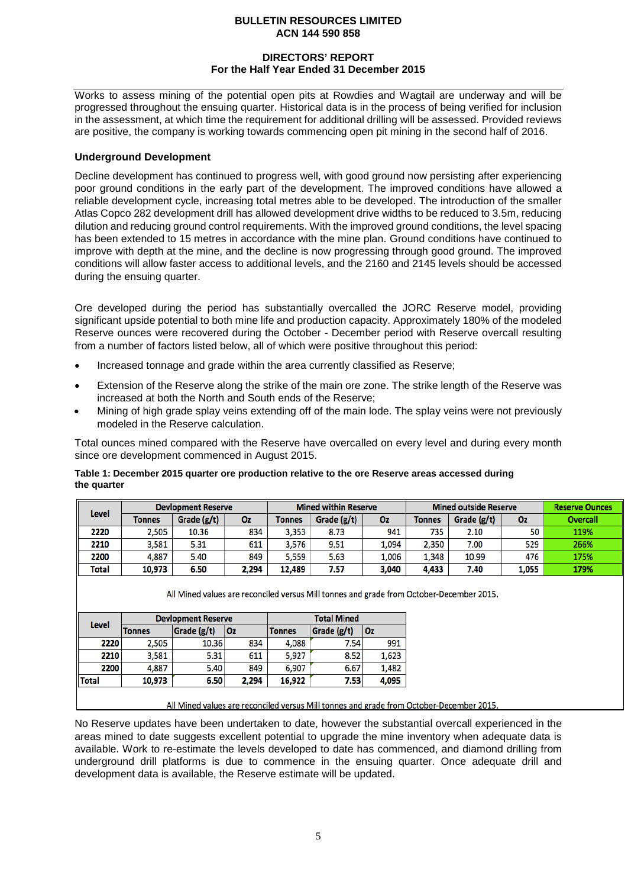Works to assess mining of the potential open pits at Rowdies and Wagtail are underway and will be progressed throughout the ensuing quarter. Historical data is in the process of being verified for inclusion in the assessment, at which time the requirement for additional drilling will be assessed. Provided reviews are positive, the company is working towards commencing open pit mining in the second half of 2016.

### Underground Development

Decline development has continued to progress well, with good ground now persisting after experiencing poor ground conditions in the early part of the development. The improved conditions have allowed a reliable development cycle, increasing total metres able to be developed. The introduction of the smaller Atlas Copco 282 development drill has allowed development drive widths to be reduced to 3.5m, reducing dilution and reducing ground control requirements. With the improved ground conditions, the level spacing has been extended to 15 metres in accordance with the mine plan. Ground conditions have continued to improve with depth at the mine, and the decline is now progressing through good ground. The improved conditions will allow faster access to additional levels, and the 2160 and 2145 levels should be accessed during the ensuing quarter.

Ore developed during the period has substantially overcalled the JORC Reserve model, providing significant upside potential to both mine life and production capacity. Approximately 180% of the modeled Reserve ounces were recovered during the October - December period with Reserve overcall resulting from a number of factors listed below, all of which were positive throughout this period:

- Increased tonnage and grade within the area currently classified as Reserve;
- Extension of the Reserve along the strike of the main ore zone. The strike length of the Reserve was increased at both the North and South ends of the Reserve;
- Mining of high grade splay veins extending off of the main lode. The splay veins were not previously modeled in the Reserve calculation.

Total ounces mined compared with the Reserve have overcalled on every level and during every month since ore development commenced in August 2015.

**Table 1: December 2015 quarter ore production relative to the ore Reserve areas accessed during the quarter**

| Level | Devlopment Reserve | | | Mined within Reserve | | | Mined outside Reserve | | | Reserve Ounces |
|---|---|---|---|---|---|---|---|---|---|---|
| | Tonnes | Grade (g/t) | Oz | Tonnes | Grade (g/t) | Oz | Tonnes | Grade (g/t) | Oz | Overcall |
| 2220 | 2,505 | 10.36 | 834 | 3,353 | 8.73 | 941 | 735 | 2.10 | 50 | 119% |
| 2210 | 3,581 | 5.31 | 611 | 3,576 | 9.51 | 1,094 | 2,350 | 7.00 | 529 | 266% |
| 2200 | 4,887 | 5.40 | 849 | 5,559 | 5.63 | 1,006 | 1,348 | 10.99 | 476 | 175% |
| **Total** | **10,973** | **6.50** | **2,294** | **12,489** | **7.57** | **3,040** | **4,433** | **7.40** | **1,055** | **179%** |

All Mined values are reconciled versus Mill tonnes and grade from October-December 2015.

| Level | Devlopment Reserve | | | Total Mined | | |
|---|---|---|---|---|---|---|
| | Tonnes | Grade (g/t) | Oz | Tonnes | Grade (g/t) | Oz |
| 2220 | 2,505 | 10.36 | 834 | 4,088 | 7.54 | 991 |
| 2210 | 3,581 | 5.31 | 611 | 5,927 | 8.52 | 1,623 |
| 2200 | 4,887 | 5.40 | 849 | 6,907 | 6.67 | 1,482 |
| **Total** | **10,973** | **6.50** | **2,294** | **16,922** | **7.53** | **4,095** |

All Mined values are reconciled versus Mill tonnes and grade from October-December 2015.

No Reserve updates have been undertaken to date, however the substantial overcall experienced in the areas mined to date suggests excellent potential to upgrade the mine inventory when adequate data is available. Work to re-estimate the levels developed to date has commenced, and diamond drilling from underground drill platforms is due to commence in the ensuing quarter. Once adequate drill and development data is available, the Reserve estimate will be updated.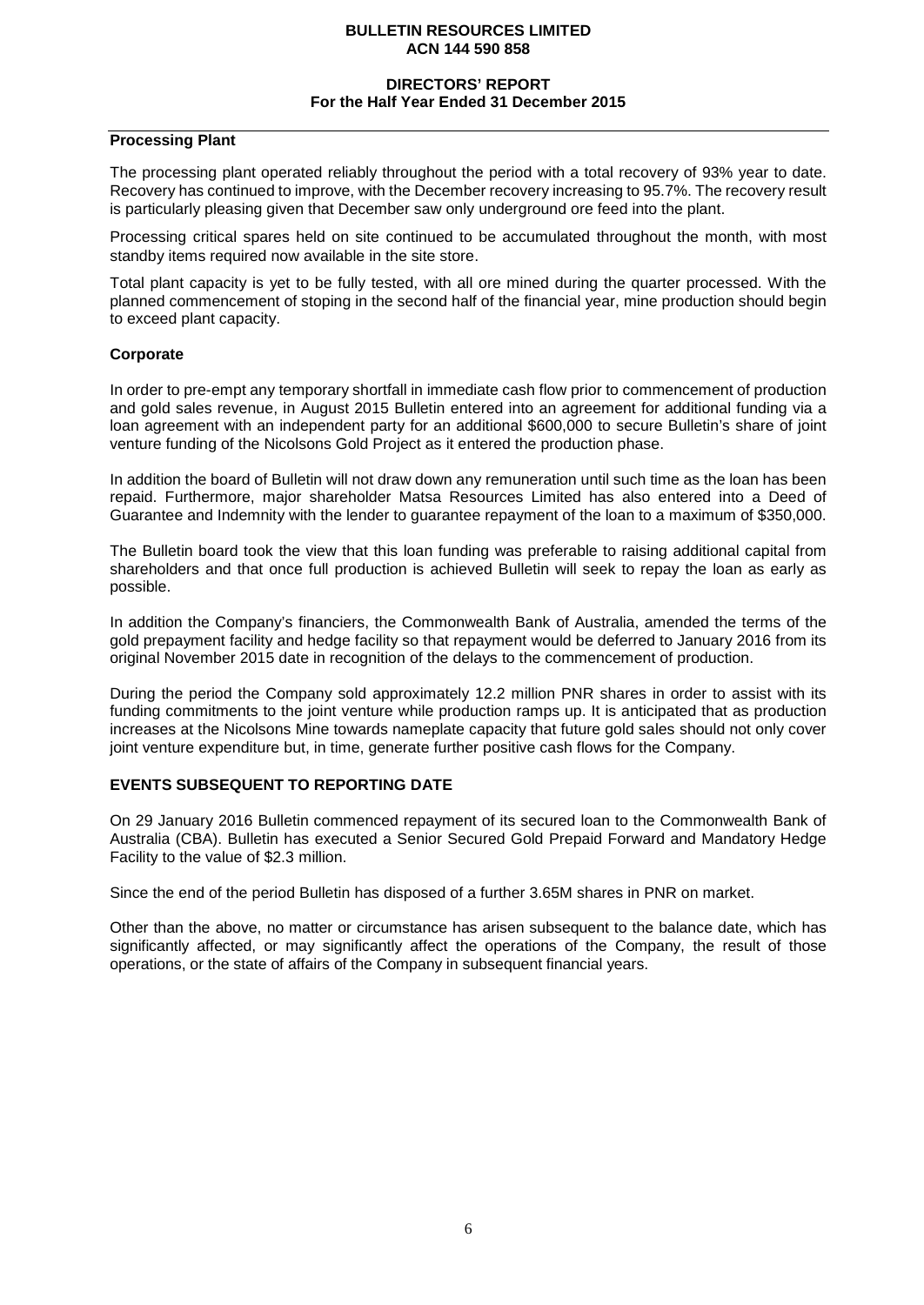## Processing Plant

The processing plant operated reliably throughout the period with a total recovery of 93% year to date. Recovery has continued to improve, with the December recovery increasing to 95.7%. The recovery result is particularly pleasing given that December saw only underground ore feed into the plant.

Processing critical spares held on site continued to be accumulated throughout the month, with most standby items required now available in the site store.

Total plant capacity is yet to be fully tested, with all ore mined during the quarter processed. With the planned commencement of stoping in the second half of the financial year, mine production should begin to exceed plant capacity.

## Corporate

In order to pre-empt any temporary shortfall in immediate cash flow prior to commencement of production and gold sales revenue, in August 2015 Bulletin entered into an agreement for additional funding via a loan agreement with an independent party for an additional $600,000 to secure Bulletin's share of joint venture funding of the Nicolsons Gold Project as it entered the production phase.

In addition the board of Bulletin will not draw down any remuneration until such time as the loan has been repaid. Furthermore, major shareholder Matsa Resources Limited has also entered into a Deed of Guarantee and Indemnity with the lender to guarantee repayment of the loan to a maximum of $350,000.

The Bulletin board took the view that this loan funding was preferable to raising additional capital from shareholders and that once full production is achieved Bulletin will seek to repay the loan as early as possible.

In addition the Company's financiers, the Commonwealth Bank of Australia, amended the terms of the gold prepayment facility and hedge facility so that repayment would be deferred to January 2016 from its original November 2015 date in recognition of the delays to the commencement of production.

During the period the Company sold approximately 12.2 million PNR shares in order to assist with its funding commitments to the joint venture while production ramps up. It is anticipated that as production increases at the Nicolsons Mine towards nameplate capacity that future gold sales should not only cover joint venture expenditure but, in time, generate further positive cash flows for the Company.

## EVENTS SUBSEQUENT TO REPORTING DATE

On 29 January 2016 Bulletin commenced repayment of its secured loan to the Commonwealth Bank of Australia (CBA). Bulletin has executed a Senior Secured Gold Prepaid Forward and Mandatory Hedge Facility to the value of $2.3 million.

Since the end of the period Bulletin has disposed of a further 3.65M shares in PNR on market.

Other than the above, no matter or circumstance has arisen subsequent to the balance date, which has significantly affected, or may significantly affect the operations of the Company, the result of those operations, or the state of affairs of the Company in subsequent financial years.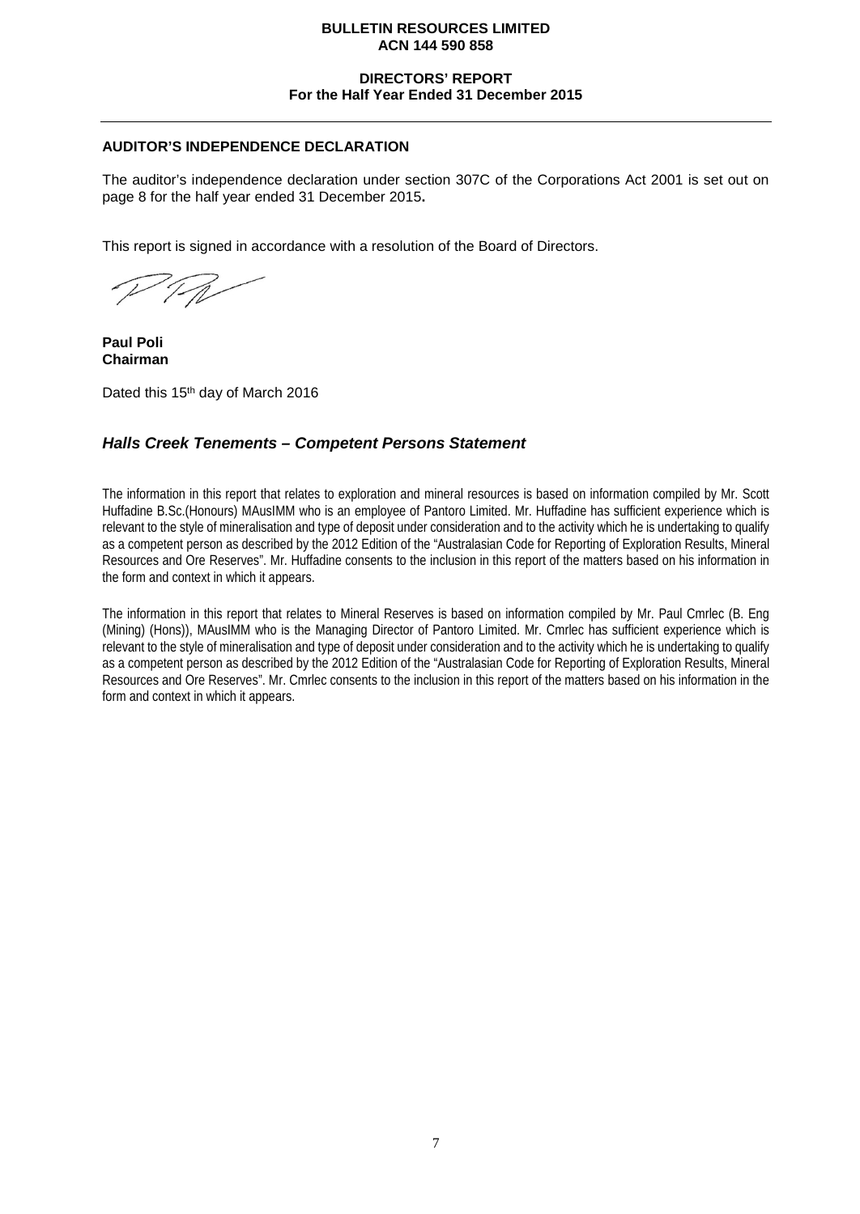## AUDITOR'S INDEPENDENCE DECLARATION

The auditor's independence declaration under section 307C of the Corporations Act 2001 is set out on page 8 for the half year ended 31 December 2015**.**

This report is signed in accordance with a resolution of the Board of Directors.

**Paul Poli**
**Chairman**

Dated this 15th day of March 2016

## *Halls Creek Tenements – Competent Persons Statement*

The information in this report that relates to exploration and mineral resources is based on information compiled by Mr. Scott Huffadine B.Sc.(Honours) MAusIMM who is an employee of Pantoro Limited. Mr. Huffadine has sufficient experience which is relevant to the style of mineralisation and type of deposit under consideration and to the activity which he is undertaking to qualify as a competent person as described by the 2012 Edition of the "Australasian Code for Reporting of Exploration Results, Mineral Resources and Ore Reserves". Mr. Huffadine consents to the inclusion in this report of the matters based on his information in the form and context in which it appears.

The information in this report that relates to Mineral Reserves is based on information compiled by Mr. Paul Cmrlec (B. Eng (Mining) (Hons)), MAusIMM who is the Managing Director of Pantoro Limited. Mr. Cmrlec has sufficient experience which is relevant to the style of mineralisation and type of deposit under consideration and to the activity which he is undertaking to qualify as a competent person as described by the 2012 Edition of the "Australasian Code for Reporting of Exploration Results, Mineral Resources and Ore Reserves". Mr. Cmrlec consents to the inclusion in this report of the matters based on his information in the form and context in which it appears.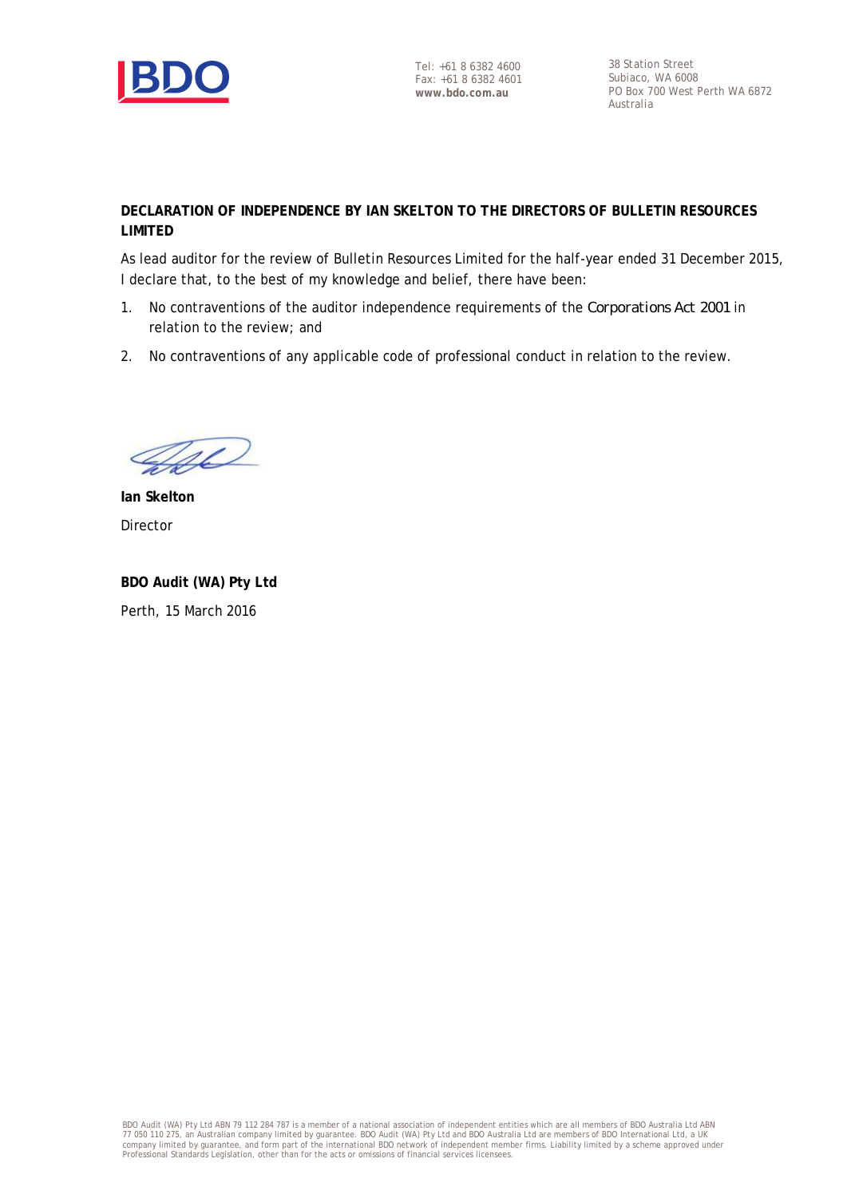Tel: +61 8 6382 4600
Fax: +61 8 6382 4601
**www.bdo.com.au**

38 Station Street
Subiaco, WA 6008
PO Box 700 West Perth WA 6872
Australia

**DECLARATION OF INDEPENDENCE BY IAN SKELTON TO THE DIRECTORS OF BULLETIN RESOURCES LIMITED**

As lead auditor for the review of Bulletin Resources Limited for the half-year ended 31 December 2015, I declare that, to the best of my knowledge and belief, there have been:

1. No contraventions of the auditor independence requirements of the *Corporations Act 2001* in relation to the review; and
2. No contraventions of any applicable code of professional conduct in relation to the review.

**Ian Skelton**
Director

**BDO Audit (WA) Pty Ltd**
Perth, 15 March 2016

BDO Audit (WA) Pty Ltd ABN 79 112 284 787 is a member of a national association of independent entities which are all members of BDO Australia Ltd ABN 77 050 110 275, an Australian company limited by guarantee. BDO Audit (WA) Pty Ltd and BDO Australia Ltd are members of BDO International Ltd, a UK company limited by guarantee, and form part of the international BDO network of independent member firms. Liability limited by a scheme approved under Professional Standards Legislation, other than for the acts or omissions of financial services licensees.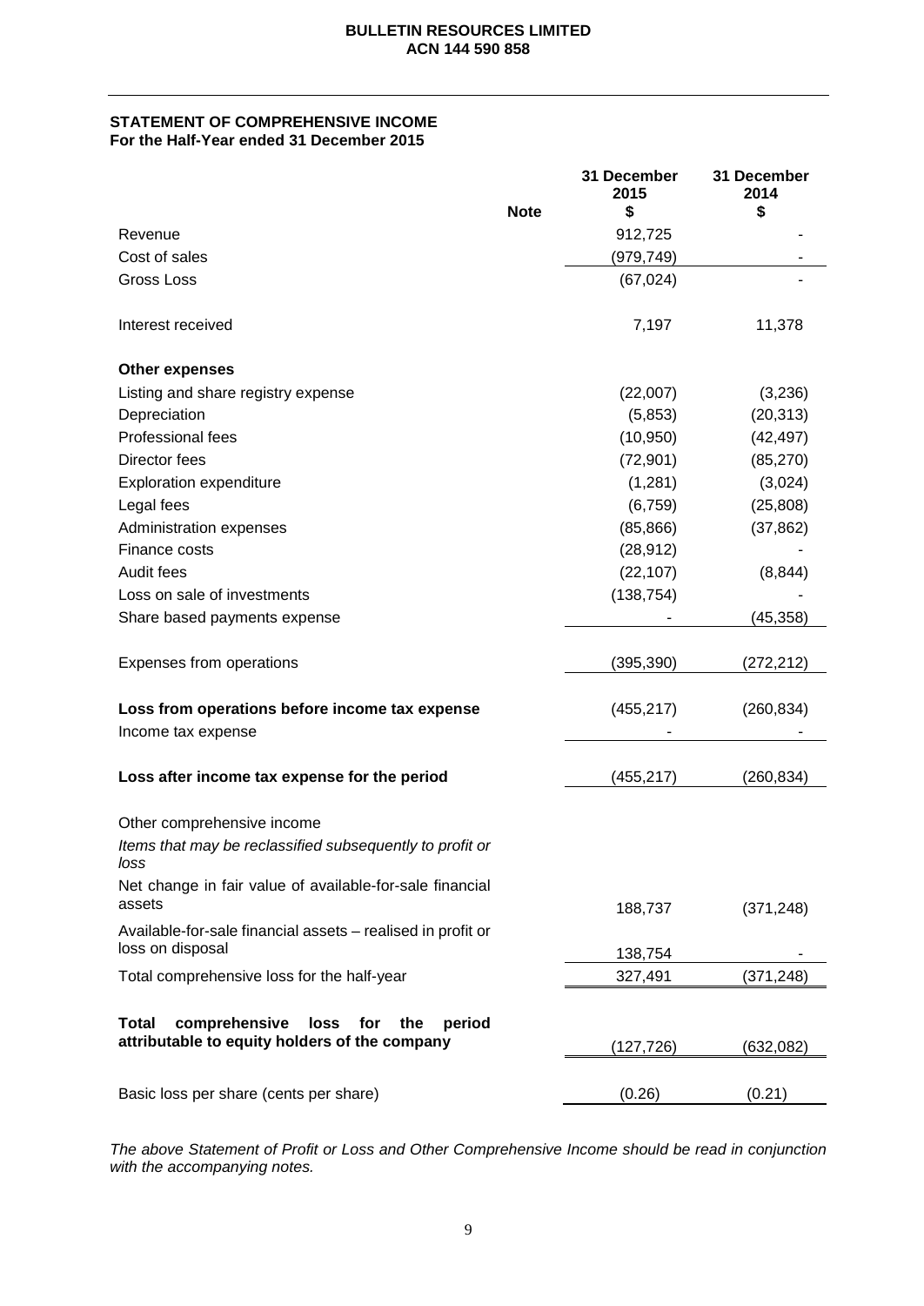**BULLETIN RESOURCES LIMITED**
**ACN 144 590 858**

## STATEMENT OF COMPREHENSIVE INCOME
**For the Half-Year ended 31 December 2015**

| | Note | 31 December 2015 $ | 31 December 2014 $ |
|---|---|---|---|
| Revenue | | 912,725 | - |
| Cost of sales | | (979,749) | - |
| Gross Loss | | (67,024) | - |
| | | | |
| Interest received | | 7,197 | 11,378 |
| | | | |
| **Other expenses** | | | |
| Listing and share registry expense | | (22,007) | (3,236) |
| Depreciation | | (5,853) | (20,313) |
| Professional fees | | (10,950) | (42,497) |
| Director fees | | (72,901) | (85,270) |
| Exploration expenditure | | (1,281) | (3,024) |
| Legal fees | | (6,759) | (25,808) |
| Administration expenses | | (85,866) | (37,862) |
| Finance costs | | (28,912) | - |
| Audit fees | | (22,107) | (8,844) |
| Loss on sale of investments | | (138,754) | - |
| Share based payments expense | | - | (45,358) |
| | | | |
| Expenses from operations | | (395,390) | (272,212) |
| | | | |
| **Loss from operations before income tax expense** | | (455,217) | (260,834) |
| Income tax expense | | - | - |
| | | | |
| **Loss after income tax expense for the period** | | (455,217) | (260,834) |
| | | | |
| Other comprehensive income | | | |
| *Items that may be reclassified subsequently to profit or loss* | | | |
| Net change in fair value of available-for-sale financial assets | | 188,737 | (371,248) |
| Available-for-sale financial assets – realised in profit or loss on disposal | | 138,754 | - |
| Total comprehensive loss for the half-year | | 327,491 | (371,248) |
| | | | |
| **Total comprehensive loss for the period attributable to equity holders of the company** | | (127,726) | (632,082) |
| | | | |
| Basic loss per share (cents per share) | | (0.26) | (0.21) |

*The above Statement of Profit or Loss and Other Comprehensive Income should be read in conjunction with the accompanying notes.*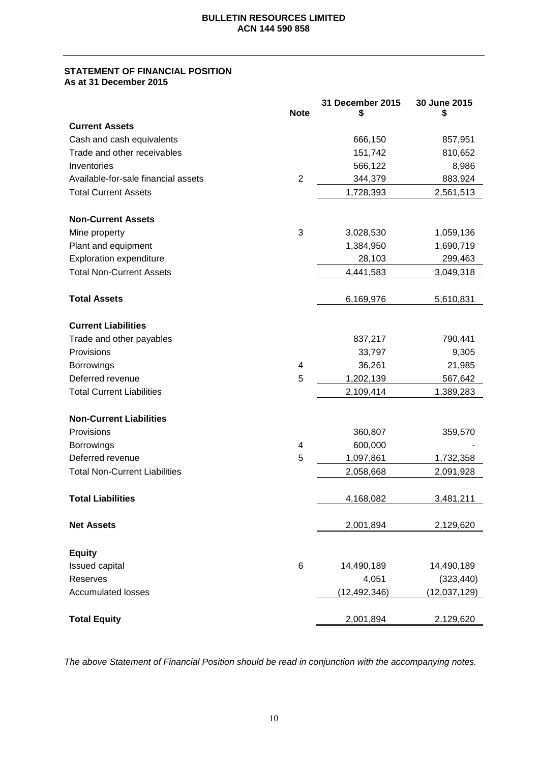**BULLETIN RESOURCES LIMITED**
**ACN 144 590 858**

## STATEMENT OF FINANCIAL POSITION
**As at 31 December 2015**

| | Note | 31 December 2015 $ | 30 June 2015 $ |
|---|---|---|---|
| **Current Assets** | | | |
| Cash and cash equivalents | | 666,150 | 857,951 |
| Trade and other receivables | | 151,742 | 810,652 |
| Inventories | | 566,122 | 8,986 |
| Available-for-sale financial assets | 2 | 344,379 | 883,924 |
| Total Current Assets | | 1,728,393 | 2,561,513 |
| | | | |
| **Non-Current Assets** | | | |
| Mine property | 3 | 3,028,530 | 1,059,136 |
| Plant and equipment | | 1,384,950 | 1,690,719 |
| Exploration expenditure | | 28,103 | 299,463 |
| Total Non-Current Assets | | 4,441,583 | 3,049,318 |
| | | | |
| **Total Assets** | | 6,169,976 | 5,610,831 |
| | | | |
| **Current Liabilities** | | | |
| Trade and other payables | | 837,217 | 790,441 |
| Provisions | | 33,797 | 9,305 |
| Borrowings | 4 | 36,261 | 21,985 |
| Deferred revenue | 5 | 1,202,139 | 567,642 |
| Total Current Liabilities | | 2,109,414 | 1,389,283 |
| | | | |
| **Non-Current Liabilities** | | | |
| Provisions | | 360,807 | 359,570 |
| Borrowings | 4 | 600,000 | - |
| Deferred revenue | 5 | 1,097,861 | 1,732,358 |
| Total Non-Current Liabilities | | 2,058,668 | 2,091,928 |
| | | | |
| **Total Liabilities** | | 4,168,082 | 3,481,211 |
| | | | |
| **Net Assets** | | 2,001,894 | 2,129,620 |
| | | | |
| **Equity** | | | |
| Issued capital | 6 | 14,490,189 | 14,490,189 |
| Reserves | | 4,051 | (323,440) |
| Accumulated losses | | (12,492,346) | (12,037,129) |
| | | | |
| **Total Equity** | | 2,001,894 | 2,129,620 |

*The above Statement of Financial Position should be read in conjunction with the accompanying notes.*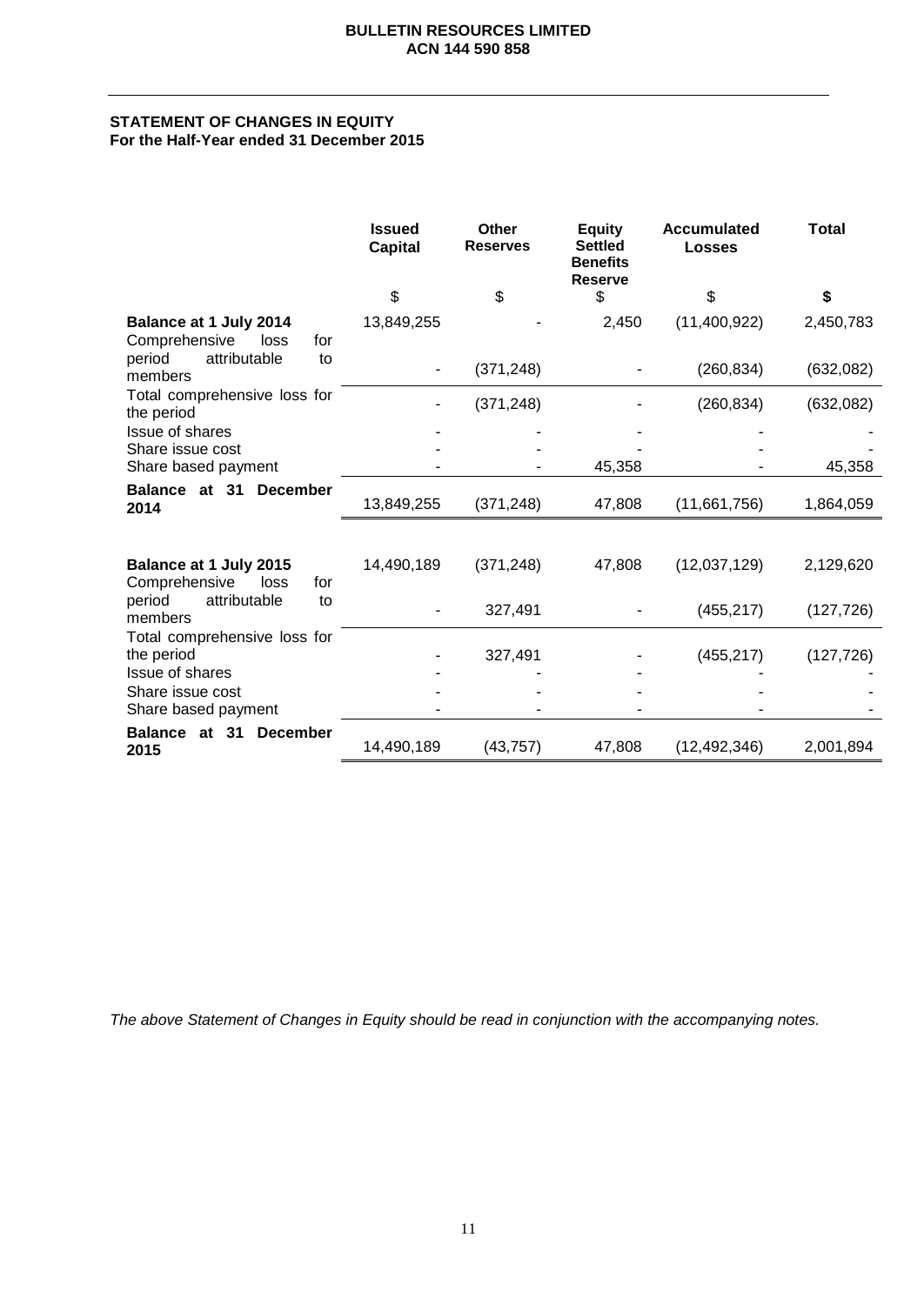**BULLETIN RESOURCES LIMITED**
**ACN 144 590 858**

## STATEMENT OF CHANGES IN EQUITY
**For the Half-Year ended 31 December 2015**

| | Issued Capital | Other Reserves | Equity Settled Benefits Reserve | Accumulated Losses | Total |
|---|---|---|---|---|---|
| | $ | $ | $ | $ | $ |
| **Balance at 1 July 2014** | 13,849,255 | - | 2,450 | (11,400,922) | 2,450,783 |
| Comprehensive loss for period attributable to members | - | (371,248) | - | (260,834) | (632,082) |
| Total comprehensive loss for the period | - | (371,248) | - | (260,834) | (632,082) |
| Issue of shares | - | - | - | - | - |
| Share issue cost | - | - | - | - | - |
| Share based payment | - | - | 45,358 | - | 45,358 |
| **Balance at 31 December 2014** | 13,849,255 | (371,248) | 47,808 | (11,661,756) | 1,864,059 |
| | | | | | |
| **Balance at 1 July 2015** | 14,490,189 | (371,248) | 47,808 | (12,037,129) | 2,129,620 |
| Comprehensive loss for period attributable to members | - | 327,491 | - | (455,217) | (127,726) |
| Total comprehensive loss for the period | - | 327,491 | - | (455,217) | (127,726) |
| Issue of shares | - | - | - | - | - |
| Share issue cost | - | - | - | - | - |
| Share based payment | - | - | - | - | - |
| **Balance at 31 December 2015** | 14,490,189 | (43,757) | 47,808 | (12,492,346) | 2,001,894 |

*The above Statement of Changes in Equity should be read in conjunction with the accompanying notes.*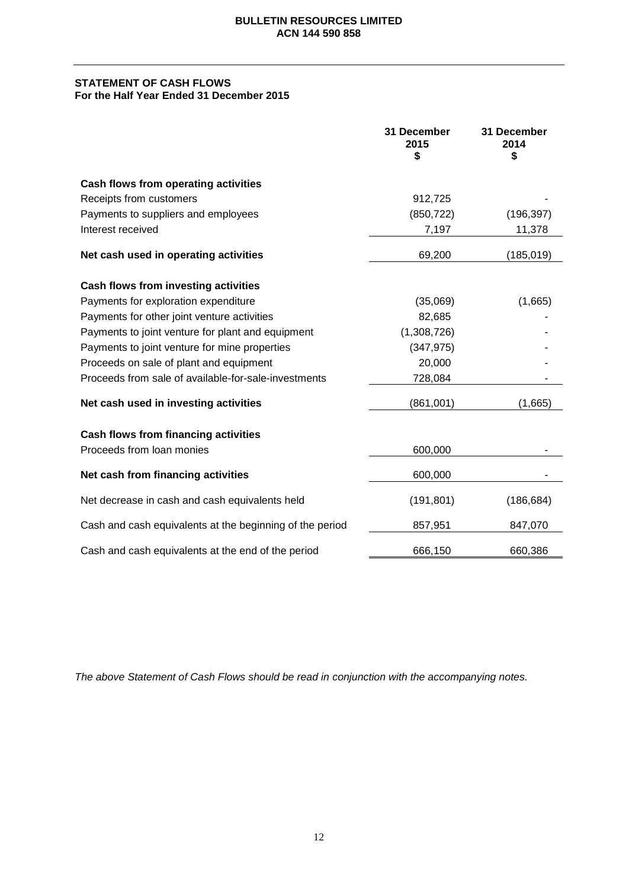**BULLETIN RESOURCES LIMITED**
**ACN 144 590 858**

## STATEMENT OF CASH FLOWS
**For the Half Year Ended 31 December 2015**

| | 31 December 2015 $ | 31 December 2014 $ |
|---|---|---|
| **Cash flows from operating activities** | | |
| Receipts from customers | 912,725 | - |
| Payments to suppliers and employees | (850,722) | (196,397) |
| Interest received | 7,197 | 11,378 |
| **Net cash used in operating activities** | 69,200 | (185,019) |
| **Cash flows from investing activities** | | |
| Payments for exploration expenditure | (35,069) | (1,665) |
| Payments for other joint venture activities | 82,685 | - |
| Payments to joint venture for plant and equipment | (1,308,726) | - |
| Payments to joint venture for mine properties | (347,975) | - |
| Proceeds on sale of plant and equipment | 20,000 | - |
| Proceeds from sale of available-for-sale-investments | 728,084 | - |
| **Net cash used in investing activities** | (861,001) | (1,665) |
| **Cash flows from financing activities** | | |
| Proceeds from loan monies | 600,000 | - |
| **Net cash from financing activities** | 600,000 | - |
| Net decrease in cash and cash equivalents held | (191,801) | (186,684) |
| Cash and cash equivalents at the beginning of the period | 857,951 | 847,070 |
| Cash and cash equivalents at the end of the period | 666,150 | 660,386 |

*The above Statement of Cash Flows should be read in conjunction with the accompanying notes.*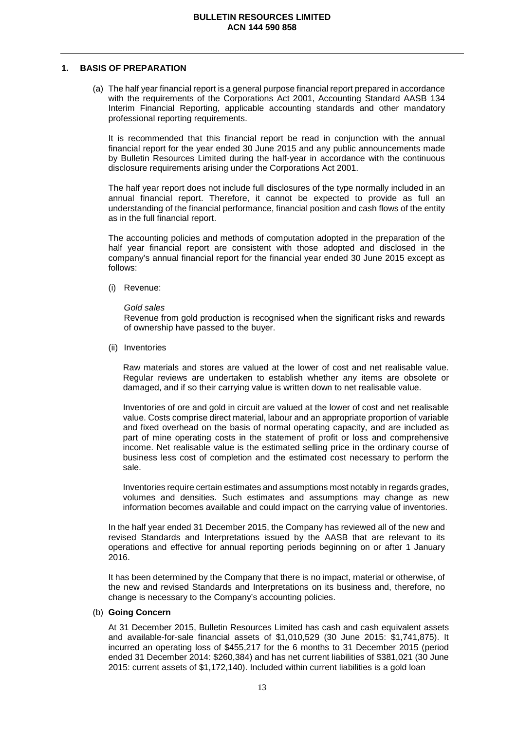## 1. BASIS OF PREPARATION

(a) The half year financial report is a general purpose financial report prepared in accordance with the requirements of the Corporations Act 2001, Accounting Standard AASB 134 Interim Financial Reporting, applicable accounting standards and other mandatory professional reporting requirements.

It is recommended that this financial report be read in conjunction with the annual financial report for the year ended 30 June 2015 and any public announcements made by Bulletin Resources Limited during the half-year in accordance with the continuous disclosure requirements arising under the Corporations Act 2001.

The half year report does not include full disclosures of the type normally included in an annual financial report. Therefore, it cannot be expected to provide as full an understanding of the financial performance, financial position and cash flows of the entity as in the full financial report.

The accounting policies and methods of computation adopted in the preparation of the half year financial report are consistent with those adopted and disclosed in the company's annual financial report for the financial year ended 30 June 2015 except as follows:

(i) Revenue:

*Gold sales*
Revenue from gold production is recognised when the significant risks and rewards of ownership have passed to the buyer.

(ii) Inventories

Raw materials and stores are valued at the lower of cost and net realisable value. Regular reviews are undertaken to establish whether any items are obsolete or damaged, and if so their carrying value is written down to net realisable value.

Inventories of ore and gold in circuit are valued at the lower of cost and net realisable value. Costs comprise direct material, labour and an appropriate proportion of variable and fixed overhead on the basis of normal operating capacity, and are included as part of mine operating costs in the statement of profit or loss and comprehensive income. Net realisable value is the estimated selling price in the ordinary course of business less cost of completion and the estimated cost necessary to perform the sale.

Inventories require certain estimates and assumptions most notably in regards grades, volumes and densities. Such estimates and assumptions may change as new information becomes available and could impact on the carrying value of inventories.

In the half year ended 31 December 2015, the Company has reviewed all of the new and revised Standards and Interpretations issued by the AASB that are relevant to its operations and effective for annual reporting periods beginning on or after 1 January 2016.

It has been determined by the Company that there is no impact, material or otherwise, of the new and revised Standards and Interpretations on its business and, therefore, no change is necessary to the Company's accounting policies.

(b) **Going Concern**

At 31 December 2015, Bulletin Resources Limited has cash and cash equivalent assets and available-for-sale financial assets of $1,010,529 (30 June 2015: $1,741,875). It incurred an operating loss of $455,217 for the 6 months to 31 December 2015 (period ended 31 December 2014: $260,384) and has net current liabilities of $381,021 (30 June 2015: current assets of $1,172,140). Included within current liabilities is a gold loan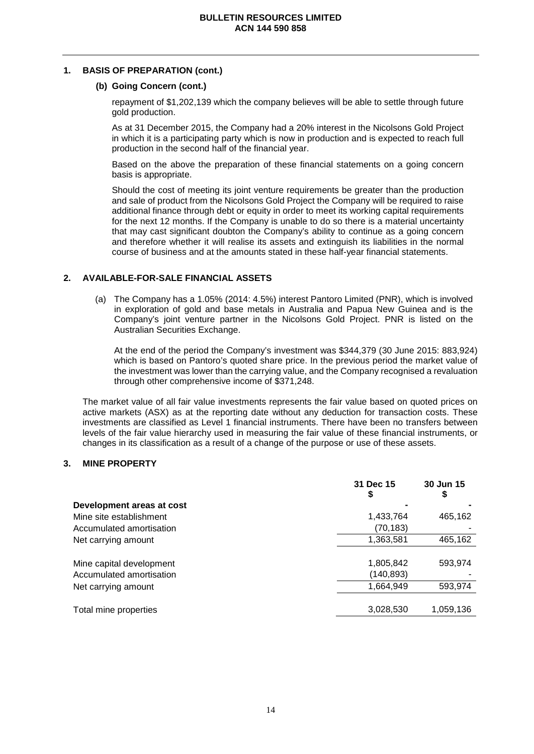## 1. BASIS OF PREPARATION (cont.)

### (b) Going Concern (cont.)

repayment of $1,202,139 which the company believes will be able to settle through future gold production.

As at 31 December 2015, the Company had a 20% interest in the Nicolsons Gold Project in which it is a participating party which is now in production and is expected to reach full production in the second half of the financial year.

Based on the above the preparation of these financial statements on a going concern basis is appropriate.

Should the cost of meeting its joint venture requirements be greater than the production and sale of product from the Nicolsons Gold Project the Company will be required to raise additional finance through debt or equity in order to meet its working capital requirements for the next 12 months. If the Company is unable to do so there is a material uncertainty that may cast significant doubton the Company's ability to continue as a going concern and therefore whether it will realise its assets and extinguish its liabilities in the normal course of business and at the amounts stated in these half-year financial statements.

## 2. AVAILABLE-FOR-SALE FINANCIAL ASSETS

(a) The Company has a 1.05% (2014: 4.5%) interest Pantoro Limited (PNR), which is involved in exploration of gold and base metals in Australia and Papua New Guinea and is the Company's joint venture partner in the Nicolsons Gold Project. PNR is listed on the Australian Securities Exchange.

At the end of the period the Company's investment was $344,379 (30 June 2015: 883,924) which is based on Pantoro's quoted share price. In the previous period the market value of the investment was lower than the carrying value, and the Company recognised a revaluation through other comprehensive income of $371,248.

The market value of all fair value investments represents the fair value based on quoted prices on active markets (ASX) as at the reporting date without any deduction for transaction costs. These investments are classified as Level 1 financial instruments. There have been no transfers between levels of the fair value hierarchy used in measuring the fair value of these financial instruments, or changes in its classification as a result of a change of the purpose or use of these assets.

## 3. MINE PROPERTY

| | 31 Dec 15<br>$ | 30 Jun 15<br>$ |
|---|---|---|
| **Development areas at cost** | - | - |
| Mine site establishment | 1,433,764 | 465,162 |
| Accumulated amortisation | (70,183) | - |
| Net carrying amount | 1,363,581 | 465,162 |
| | | |
| Mine capital development | 1,805,842 | 593,974 |
| Accumulated amortisation | (140,893) | - |
| Net carrying amount | 1,664,949 | 593,974 |
| | | |
| Total mine properties | 3,028,530 | 1,059,136 |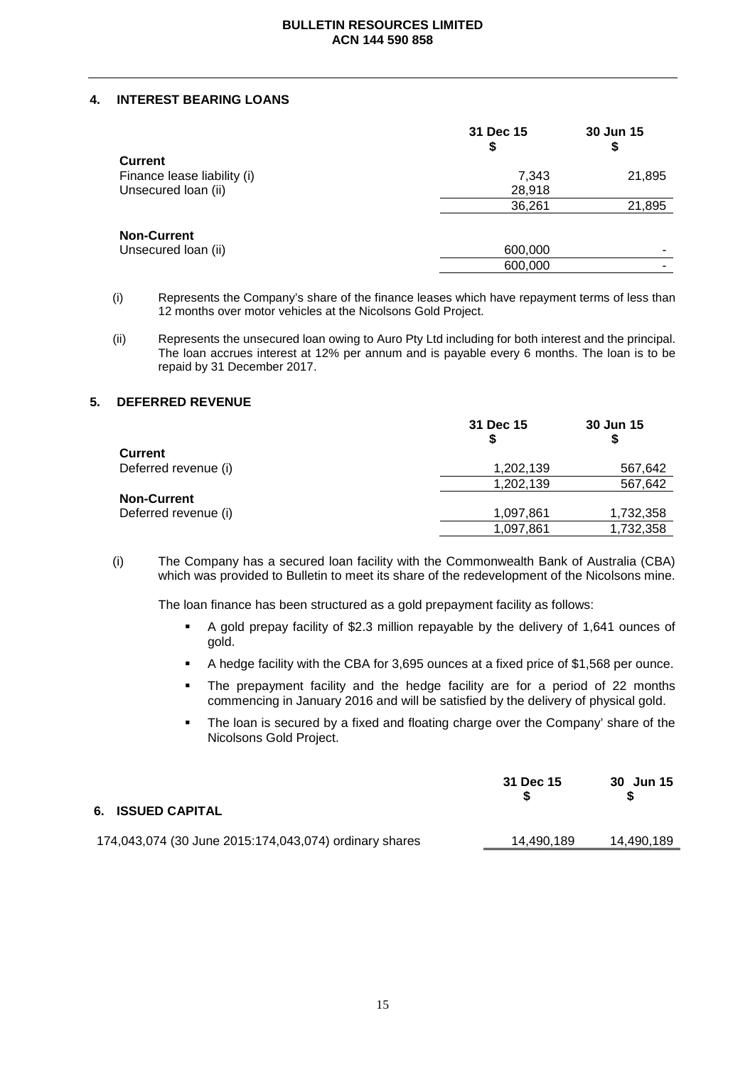## 4. INTEREST BEARING LOANS

| | 31 Dec 15 $ | 30 Jun 15 $ |
|---|---|---|
| **Current** | | |
| Finance lease liability (i) | 7,343 | 21,895 |
| Unsecured loan (ii) | 28,918 | |
| | 36,261 | 21,895 |
| **Non-Current** | | |
| Unsecured loan (ii) | 600,000 | - |
| | 600,000 | - |

(i) Represents the Company's share of the finance leases which have repayment terms of less than 12 months over motor vehicles at the Nicolsons Gold Project.

(ii) Represents the unsecured loan owing to Auro Pty Ltd including for both interest and the principal. The loan accrues interest at 12% per annum and is payable every 6 months. The loan is to be repaid by 31 December 2017.

## 5. DEFERRED REVENUE

| | 31 Dec 15 $ | 30 Jun 15 $ |
|---|---|---|
| **Current** | | |
| Deferred revenue (i) | 1,202,139 | 567,642 |
| | 1,202,139 | 567,642 |
| **Non-Current** | | |
| Deferred revenue (i) | 1,097,861 | 1,732,358 |
| | 1,097,861 | 1,732,358 |

(i) The Company has a secured loan facility with the Commonwealth Bank of Australia (CBA) which was provided to Bulletin to meet its share of the redevelopment of the Nicolsons mine.

The loan finance has been structured as a gold prepayment facility as follows:

- A gold prepay facility of $2.3 million repayable by the delivery of 1,641 ounces of gold.
- A hedge facility with the CBA for 3,695 ounces at a fixed price of $1,568 per ounce.
- The prepayment facility and the hedge facility are for a period of 22 months commencing in January 2016 and will be satisfied by the delivery of physical gold.
- The loan is secured by a fixed and floating charge over the Company' share of the Nicolsons Gold Project.

## 6. ISSUED CAPITAL

| | 31 Dec 15 $ | 30 Jun 15 $ |
|---|---|---|
| 174,043,074 (30 June 2015:174,043,074) ordinary shares | 14,490,189 | 14,490,189 |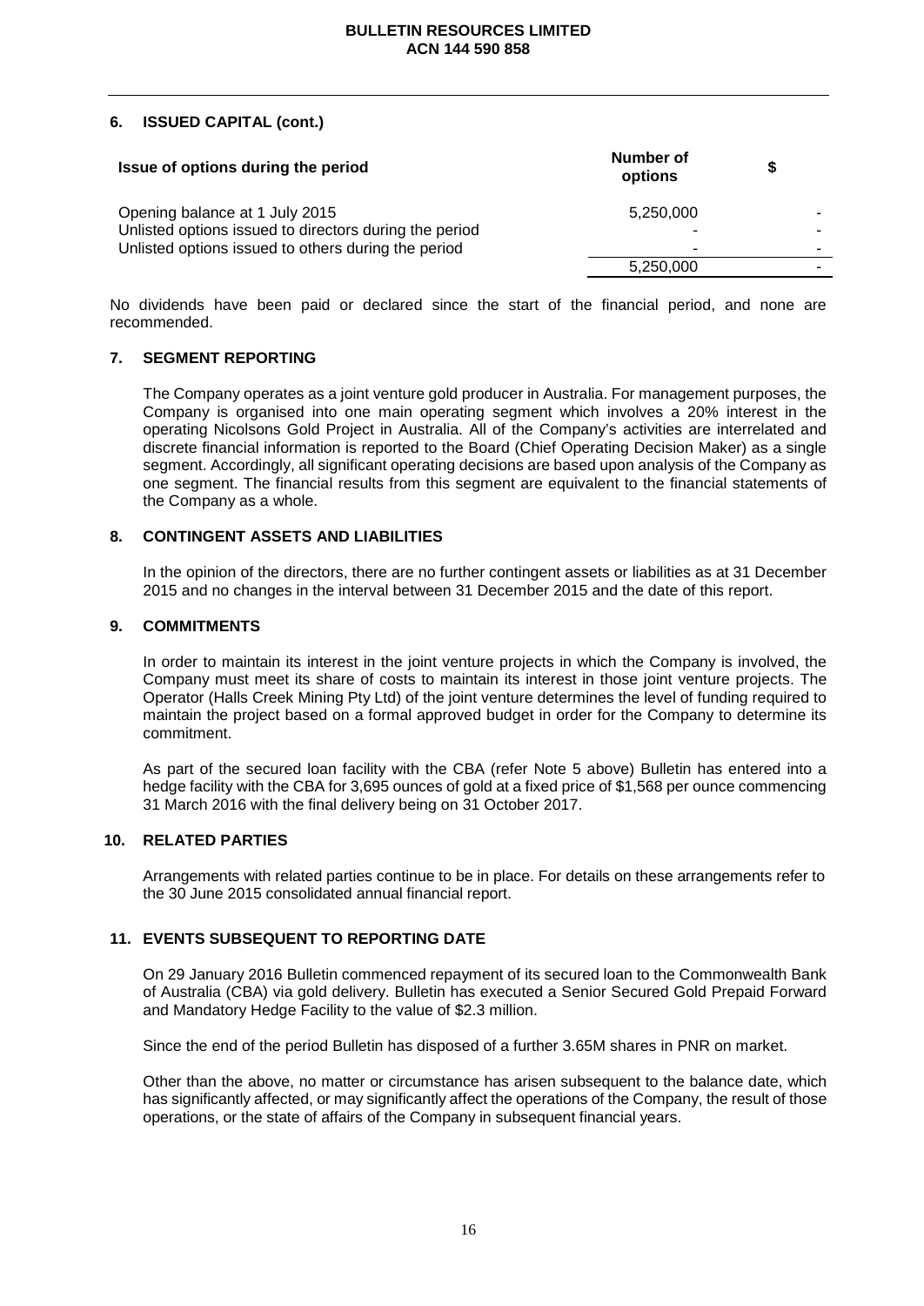## 6. ISSUED CAPITAL (cont.)

| Issue of options during the period | Number of options | $ |
|---|---|---|
| Opening balance at 1 July 2015 | 5,250,000 | - |
| Unlisted options issued to directors during the period | - | - |
| Unlisted options issued to others during the period | - | - |
| | 5,250,000 | - |

No dividends have been paid or declared since the start of the financial period, and none are recommended.

## 7. SEGMENT REPORTING

The Company operates as a joint venture gold producer in Australia. For management purposes, the Company is organised into one main operating segment which involves a 20% interest in the operating Nicolsons Gold Project in Australia. All of the Company's activities are interrelated and discrete financial information is reported to the Board (Chief Operating Decision Maker) as a single segment. Accordingly, all significant operating decisions are based upon analysis of the Company as one segment. The financial results from this segment are equivalent to the financial statements of the Company as a whole.

## 8. CONTINGENT ASSETS AND LIABILITIES

In the opinion of the directors, there are no further contingent assets or liabilities as at 31 December 2015 and no changes in the interval between 31 December 2015 and the date of this report.

## 9. COMMITMENTS

In order to maintain its interest in the joint venture projects in which the Company is involved, the Company must meet its share of costs to maintain its interest in those joint venture projects. The Operator (Halls Creek Mining Pty Ltd) of the joint venture determines the level of funding required to maintain the project based on a formal approved budget in order for the Company to determine its commitment.

As part of the secured loan facility with the CBA (refer Note 5 above) Bulletin has entered into a hedge facility with the CBA for 3,695 ounces of gold at a fixed price of $1,568 per ounce commencing 31 March 2016 with the final delivery being on 31 October 2017.

## 10. RELATED PARTIES

Arrangements with related parties continue to be in place. For details on these arrangements refer to the 30 June 2015 consolidated annual financial report.

## 11. EVENTS SUBSEQUENT TO REPORTING DATE

On 29 January 2016 Bulletin commenced repayment of its secured loan to the Commonwealth Bank of Australia (CBA) via gold delivery. Bulletin has executed a Senior Secured Gold Prepaid Forward and Mandatory Hedge Facility to the value of $2.3 million.

Since the end of the period Bulletin has disposed of a further 3.65M shares in PNR on market.

Other than the above, no matter or circumstance has arisen subsequent to the balance date, which has significantly affected, or may significantly affect the operations of the Company, the result of those operations, or the state of affairs of the Company in subsequent financial years.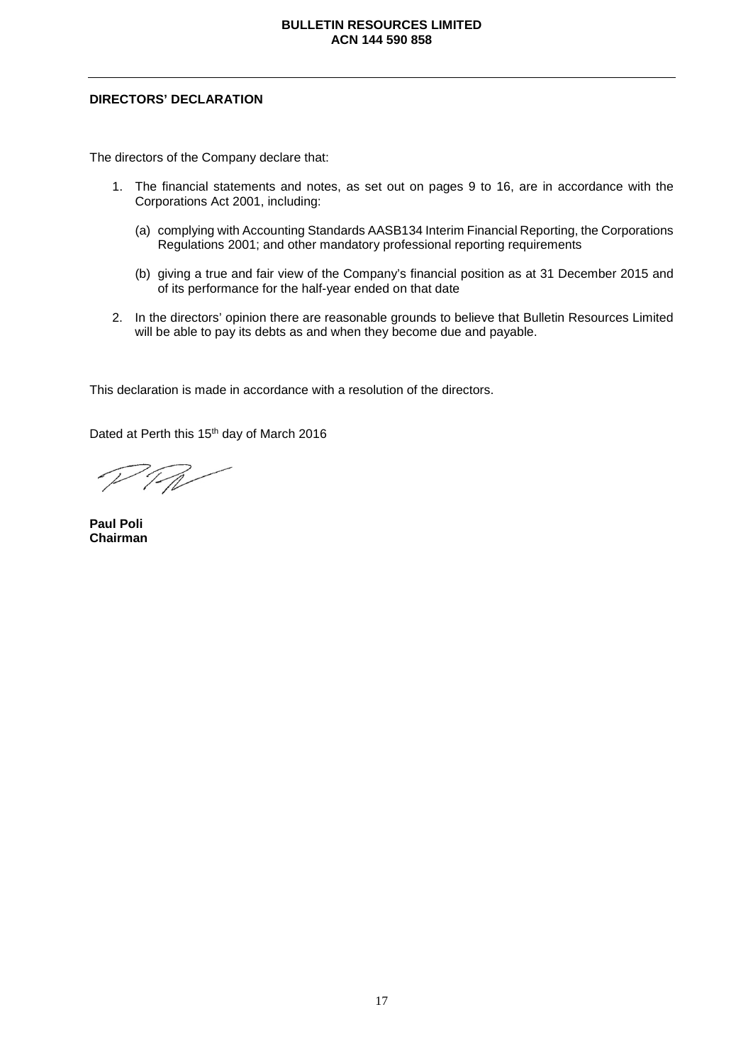## DIRECTORS' DECLARATION

The directors of the Company declare that:

1. The financial statements and notes, as set out on pages 9 to 16, are in accordance with the Corporations Act 2001, including:

   (a) complying with Accounting Standards AASB134 Interim Financial Reporting, the Corporations Regulations 2001; and other mandatory professional reporting requirements

   (b) giving a true and fair view of the Company's financial position as at 31 December 2015 and of its performance for the half-year ended on that date

2. In the directors' opinion there are reasonable grounds to believe that Bulletin Resources Limited will be able to pay its debts as and when they become due and payable.

This declaration is made in accordance with a resolution of the directors.

Dated at Perth this 15th day of March 2016

**Paul Poli**
**Chairman**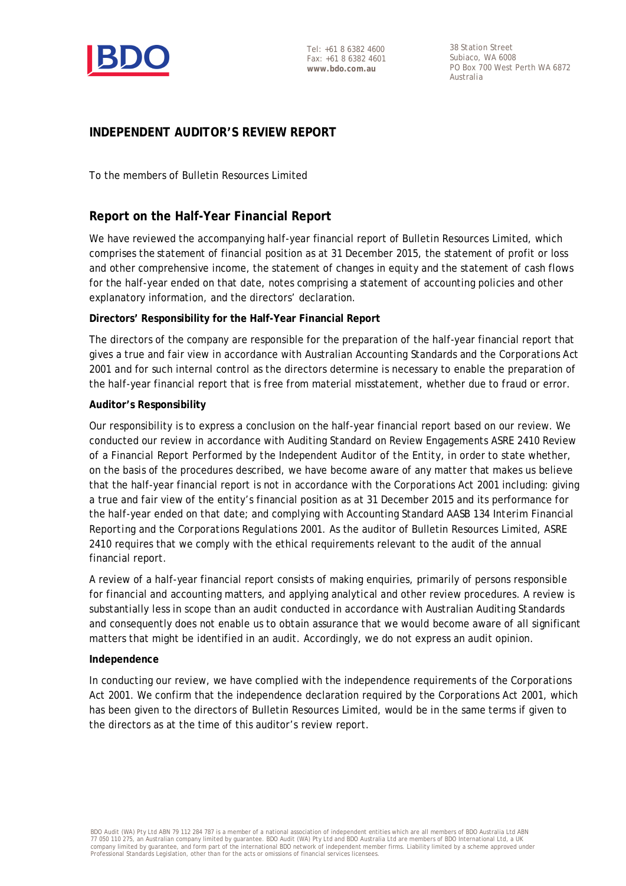Tel: +61 8 6382 4600
Fax: +61 8 6382 4601
**www.bdo.com.au**

38 Station Street
Subiaco, WA 6008
PO Box 700 West Perth WA 6872
Australia

## INDEPENDENT AUDITOR'S REVIEW REPORT

To the members of Bulletin Resources Limited

## Report on the Half-Year Financial Report

We have reviewed the accompanying half-year financial report of Bulletin Resources Limited, which comprises the statement of financial position as at 31 December 2015, the statement of profit or loss and other comprehensive income, the statement of changes in equity and the statement of cash flows for the half-year ended on that date, notes comprising a statement of accounting policies and other explanatory information, and the directors' declaration.

**Directors' Responsibility for the Half-Year Financial Report**

The directors of the company are responsible for the preparation of the half-year financial report that gives a true and fair view in accordance with Australian Accounting Standards and the *Corporations Act 2001* and for such internal control as the directors determine is necessary to enable the preparation of the half-year financial report that is free from material misstatement, whether due to fraud or error.

**Auditor's Responsibility**

Our responsibility is to express a conclusion on the half-year financial report based on our review. We conducted our review in accordance with Auditing Standard on Review Engagements ASRE 2410 *Review of a Financial Report Performed by the Independent Auditor of the Entity*, in order to state whether, on the basis of the procedures described, we have become aware of any matter that makes us believe that the half-year financial report is not in accordance with the *Corporations Act 2001* including: giving a true and fair view of the entity's financial position as at 31 December 2015 and its performance for the half-year ended on that date; and complying with Accounting Standard AASB 134 *Interim Financial Reporting* and the *Corporations Regulations 2001*. As the auditor of Bulletin Resources Limited, ASRE 2410 requires that we comply with the ethical requirements relevant to the audit of the annual financial report.

A review of a half-year financial report consists of making enquiries, primarily of persons responsible for financial and accounting matters, and applying analytical and other review procedures. A review is substantially less in scope than an audit conducted in accordance with Australian Auditing Standards and consequently does not enable us to obtain assurance that we would become aware of all significant matters that might be identified in an audit. Accordingly, we do not express an audit opinion.

**Independence**

In conducting our review, we have complied with the independence requirements of the *Corporations Act 2001*. We confirm that the independence declaration required by the *Corporations Act 2001*, which has been given to the directors of Bulletin Resources Limited, would be in the same terms if given to the directors as at the time of this auditor's review report.

BDO Audit (WA) Pty Ltd ABN 79 112 284 787 is a member of a national association of independent entities which are all members of BDO Australia Ltd ABN 77 050 110 275, an Australian company limited by guarantee. BDO Audit (WA) Pty Ltd and BDO Australia Ltd are members of BDO International Ltd, a UK company limited by guarantee, and form part of the international BDO network of independent member firms. Liability limited by a scheme approved under Professional Standards Legislation, other than for the acts or omissions of financial services licensees.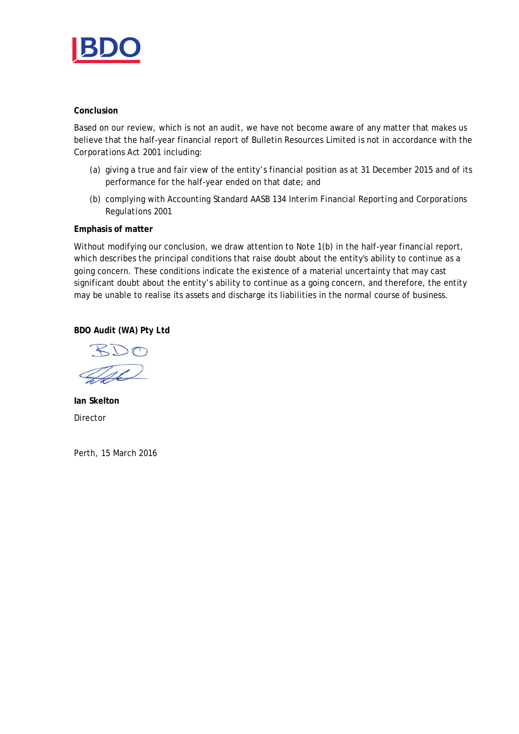**Conclusion**

Based on our review, which is not an audit, we have not become aware of any matter that makes us believe that the half-year financial report of Bulletin Resources Limited is not in accordance with the Corporations Act 2001 including:

(a) giving a true and fair view of the entity's financial position as at 31 December 2015 and of its performance for the half-year ended on that date; and

(b) complying with Accounting Standard AASB 134 *Interim Financial Reporting* and *Corporations Regulations 2001*

**Emphasis of matter**

Without modifying our conclusion, we draw attention to Note 1(b) in the half-year financial report, which describes the principal conditions that raise doubt about the entity's ability to continue as a going concern. These conditions indicate the existence of a material uncertainty that may cast significant doubt about the entity's ability to continue as a going concern, and therefore, the entity may be unable to realise its assets and discharge its liabilities in the normal course of business.

**BDO Audit (WA) Pty Ltd**

**Ian Skelton**

Director

Perth, 15 March 2016